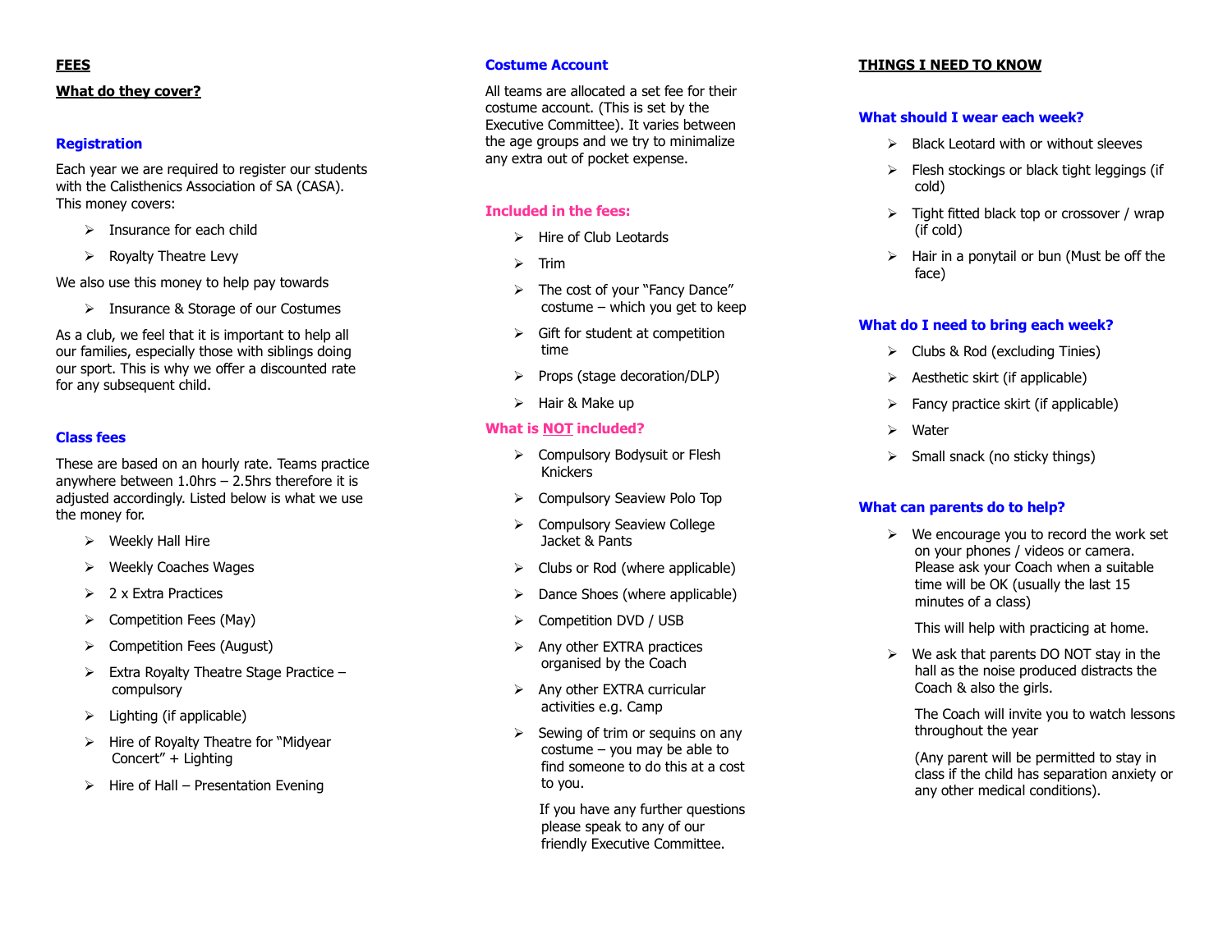## FEES

### What do they cover?

### Registration

Each year we are required to register our students with the Calisthenics Association of SA (CASA). This money covers:

- Insurance for each child
- Royalty Theatre Levy

We also use this money to help pay towards

- Insurance & Storage of our Costumes

As a club, we feel that it is important to help all our families, especially those with siblings doing our sport. This is why we offer a discounted rate for any subsequent child.

### Class fees

These are based on an hourly rate. Teams practice anywhere between 1.0hrs – 2.5hrs therefore it is adjusted accordingly. Listed below is what we use the money for.

- Weekly Hall Hire
- Weekly Coaches Wages
- 2 x Extra Practices
- Competition Fees (May)
- Competition Fees (August)
- Extra Royalty Theatre Stage Practice – compulsory
- Lighting (if applicable)
- Hire of Royalty Theatre for "Midyear Concert" + Lighting
- Hire of Hall – Presentation Evening

### Costume Account

All teams are allocated a set fee for their costume account. (This is set by the Executive Committee). It varies between the age groups and we try to minimalize any extra out of pocket expense.

### Included in the fees:

- Hire of Club Leotards
- Trim
- The cost of your "Fancy Dance" costume – which you get to keep
- Gift for student at competition time
- Props (stage decoration/DLP)
- Hair & Make up

### What is NOT included?

- Compulsory Bodysuit or Flesh Knickers
- Compulsory Seaview Polo Top
- Compulsory Seaview College Jacket & Pants
- Clubs or Rod (where applicable)
- Dance Shoes (where applicable)
- Competition DVD / USB
- Any other EXTRA practices organised by the Coach
- Any other EXTRA curricular activities e.g. Camp
- Sewing of trim or sequins on any costume – you may be able to find someone to do this at a cost to you.

If you have any further questions please speak to any of our friendly Executive Committee.

## THINGS I NEED TO KNOW

### What should I wear each week?

- Black Leotard with or without sleeves
- Flesh stockings or black tight leggings (if cold)
- Tight fitted black top or crossover / wrap (if cold)
- Hair in a ponytail or bun (Must be off the face)

### What do I need to bring each week?

- Clubs & Rod (excluding Tinies)
- Aesthetic skirt (if applicable)
- Fancy practice skirt (if applicable)
- Water
- Small snack (no sticky things)

### What can parents do to help?

- We encourage you to record the work set on your phones / videos or camera. Please ask your Coach when a suitable time will be OK (usually the last 15 minutes of a class)

  This will help with practicing at home.

- We ask that parents DO NOT stay in the hall as the noise produced distracts the Coach & also the girls.

  The Coach will invite you to watch lessons throughout the year

  (Any parent will be permitted to stay in class if the child has separation anxiety or any other medical conditions).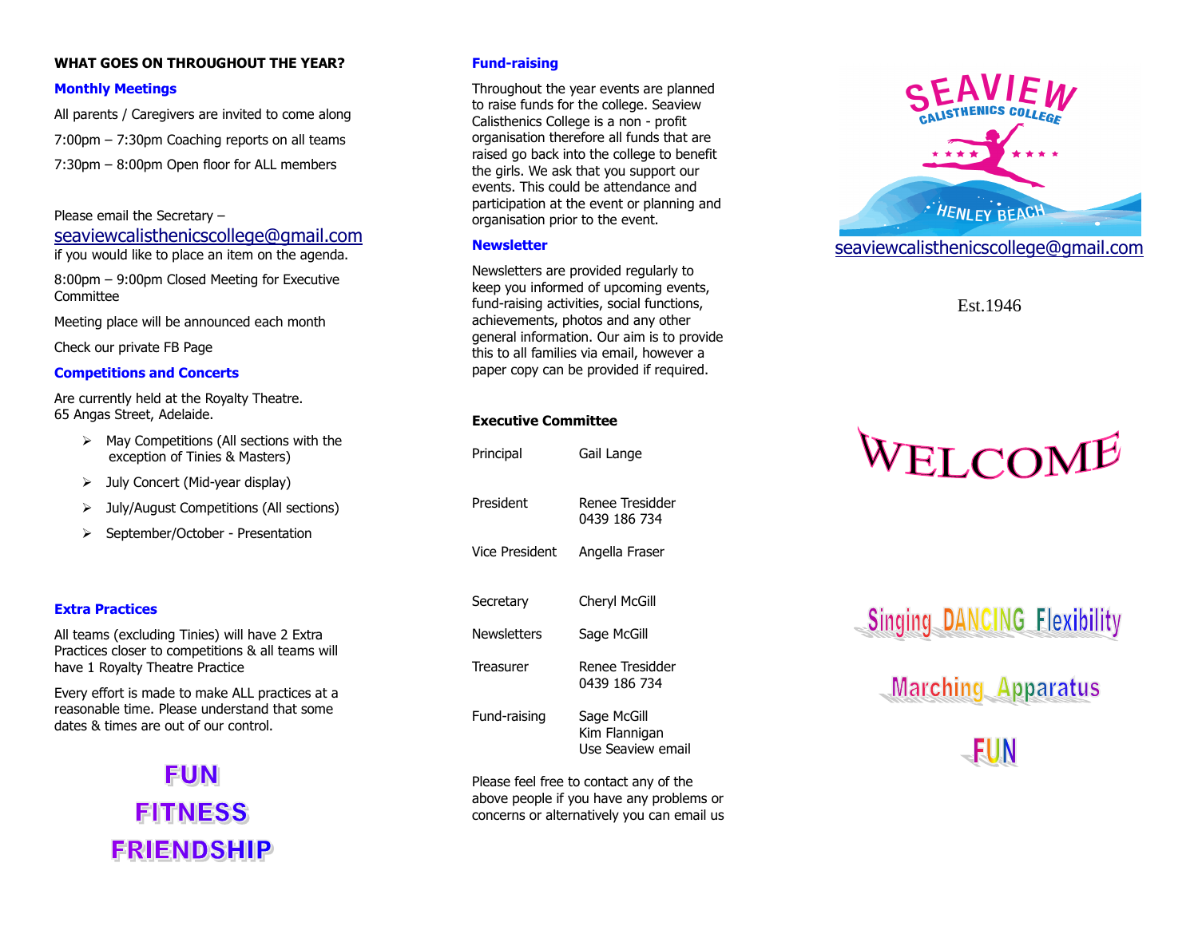**WHAT GOES ON THROUGHOUT THE YEAR?**

### Monthly Meetings

All parents / Caregivers are invited to come along

7:00pm – 7:30pm Coaching reports on all teams

7:30pm – 8:00pm Open floor for ALL members

Please email the Secretary – seaviewcalisthenicscollege@gmail.com if you would like to place an item on the agenda.

8:00pm – 9:00pm Closed Meeting for Executive Committee

Meeting place will be announced each month

Check our private FB Page

### Competitions and Concerts

Are currently held at the Royalty Theatre.
65 Angas Street, Adelaide.

- May Competitions (All sections with the exception of Tinies & Masters)
- July Concert (Mid-year display)
- July/August Competitions (All sections)
- September/October - Presentation

### Extra Practices

All teams (excluding Tinies) will have 2 Extra Practices closer to competitions & all teams will have 1 Royalty Theatre Practice

Every effort is made to make ALL practices at a reasonable time. Please understand that some dates & times are out of our control.

**FUN**
**FITNESS**
**FRIENDSHIP**

### Fund-raising

Throughout the year events are planned to raise funds for the college. Seaview Calisthenics College is a non - profit organisation therefore all funds that are raised go back into the college to benefit the girls. We ask that you support our events. This could be attendance and participation at the event or planning and organisation prior to the event.

### Newsletter

Newsletters are provided regularly to keep you informed of upcoming events, fund-raising activities, social functions, achievements, photos and any other general information. Our aim is to provide this to all families via email, however a paper copy can be provided if required.

**Executive Committee**

| | |
|---|---|
| Principal | Gail Lange |
| President | Renee Tresidder<br>0439 186 734 |
| Vice President | Angella Fraser |
| Secretary | Cheryl McGill |
| Newsletters | Sage McGill |
| Treasurer | Renee Tresidder<br>0439 186 734 |
| Fund-raising | Sage McGill<br>Kim Flannigan<br>Use Seaview email |

Please feel free to contact any of the above people if you have any problems or concerns or alternatively you can email us

SEAVIEW CALISTHENICS COLLEGE
HENLEY BEACH

seaviewcalisthenicscollege@gmail.com

Est.1946

# WELCOME

Singing DANCING Flexibility

Marching Apparatus

FUN